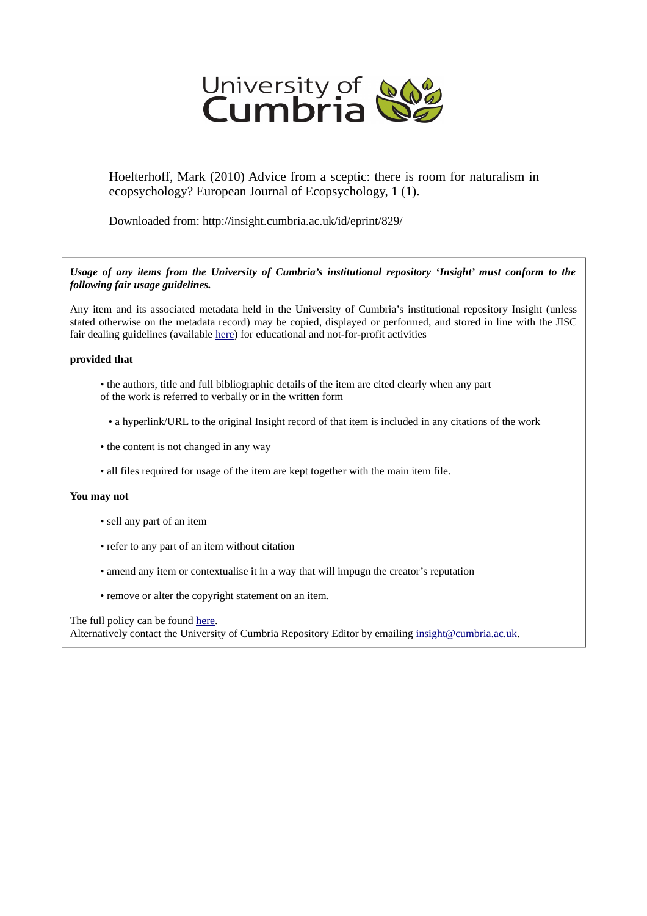University of Cumbria

Hoelterhoff, Mark (2010) Advice from a sceptic: there is room for naturalism in ecopsychology? European Journal of Ecopsychology, 1 (1).

Downloaded from: http://insight.cumbria.ac.uk/id/eprint/829/

***Usage of any items from the University of Cumbria's institutional repository 'Insight' must conform to the following fair usage guidelines.***

Any item and its associated metadata held in the University of Cumbria's institutional repository Insight (unless stated otherwise on the metadata record) may be copied, displayed or performed, and stored in line with the JISC fair dealing guidelines (available here) for educational and not-for-profit activities

**provided that**

- the authors, title and full bibliographic details of the item are cited clearly when any part of the work is referred to verbally or in the written form
- a hyperlink/URL to the original Insight record of that item is included in any citations of the work
- the content is not changed in any way
- all files required for usage of the item are kept together with the main item file.

**You may not**

- sell any part of an item
- refer to any part of an item without citation
- amend any item or contextualise it in a way that will impugn the creator's reputation
- remove or alter the copyright statement on an item.

The full policy can be found here.  
Alternatively contact the University of Cumbria Repository Editor by emailing insight@cumbria.ac.uk.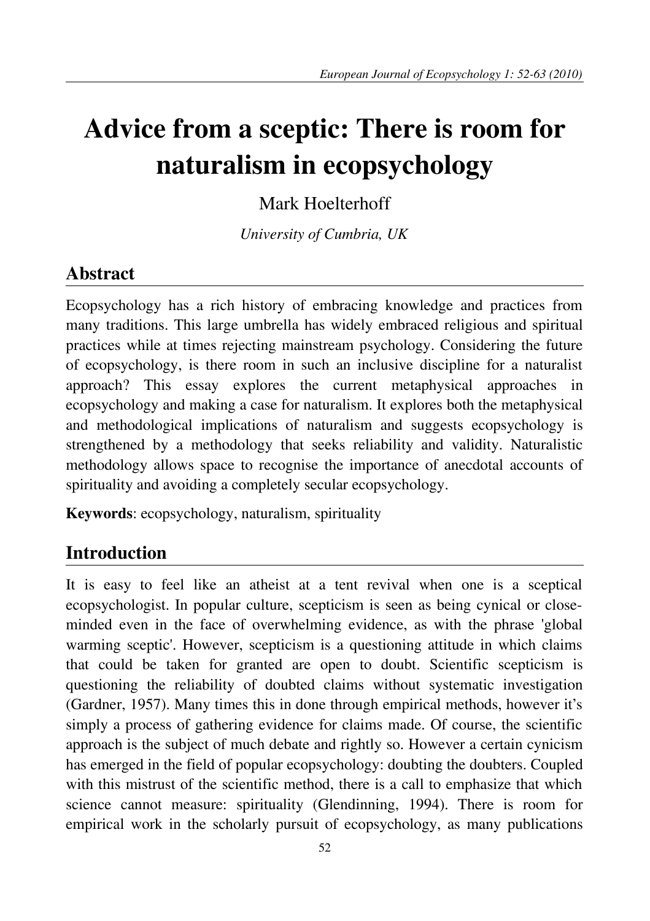# Advice from a sceptic: There is room for naturalism in ecopsychology

Mark Hoelterhoff

*University of Cumbria, UK*

## Abstract

Ecopsychology has a rich history of embracing knowledge and practices from many traditions. This large umbrella has widely embraced religious and spiritual practices while at times rejecting mainstream psychology. Considering the future of ecopsychology, is there room in such an inclusive discipline for a naturalist approach? This essay explores the current metaphysical approaches in ecopsychology and making a case for naturalism. It explores both the metaphysical and methodological implications of naturalism and suggests ecopsychology is strengthened by a methodology that seeks reliability and validity. Naturalistic methodology allows space to recognise the importance of anecdotal accounts of spirituality and avoiding a completely secular ecopsychology.

**Keywords**: ecopsychology, naturalism, spirituality

## Introduction

It is easy to feel like an atheist at a tent revival when one is a sceptical ecopsychologist. In popular culture, scepticism is seen as being cynical or close-minded even in the face of overwhelming evidence, as with the phrase 'global warming sceptic'. However, scepticism is a questioning attitude in which claims that could be taken for granted are open to doubt. Scientific scepticism is questioning the reliability of doubted claims without systematic investigation (Gardner, 1957). Many times this in done through empirical methods, however it's simply a process of gathering evidence for claims made. Of course, the scientific approach is the subject of much debate and rightly so. However a certain cynicism has emerged in the field of popular ecopsychology: doubting the doubters. Coupled with this mistrust of the scientific method, there is a call to emphasize that which science cannot measure: spirituality (Glendinning, 1994). There is room for empirical work in the scholarly pursuit of ecopsychology, as many publications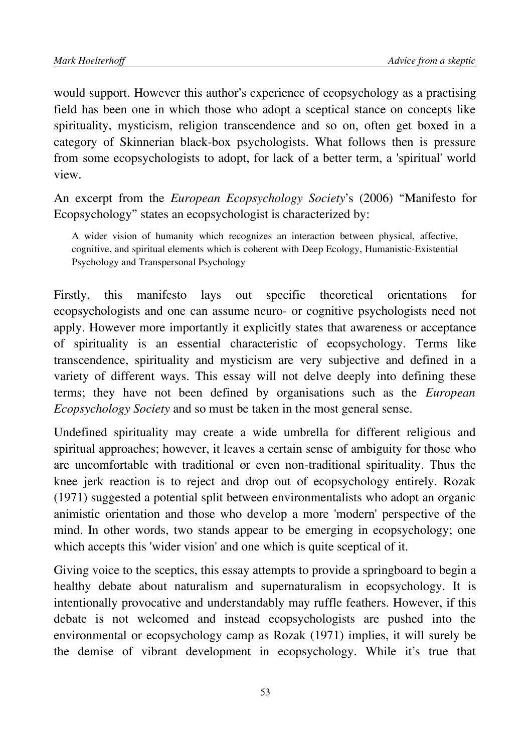would support. However this author's experience of ecopsychology as a practising field has been one in which those who adopt a sceptical stance on concepts like spirituality, mysticism, religion transcendence and so on, often get boxed in a category of Skinnerian black-box psychologists. What follows then is pressure from some ecopsychologists to adopt, for lack of a better term, a 'spiritual' world view.

An excerpt from the *European Ecopsychology Society*'s (2006) "Manifesto for Ecopsychology" states an ecopsychologist is characterized by:

> A wider vision of humanity which recognizes an interaction between physical, affective, cognitive, and spiritual elements which is coherent with Deep Ecology, Humanistic-Existential Psychology and Transpersonal Psychology

Firstly, this manifesto lays out specific theoretical orientations for ecopsychologists and one can assume neuro- or cognitive psychologists need not apply. However more importantly it explicitly states that awareness or acceptance of spirituality is an essential characteristic of ecopsychology. Terms like transcendence, spirituality and mysticism are very subjective and defined in a variety of different ways. This essay will not delve deeply into defining these terms; they have not been defined by organisations such as the *European Ecopsychology Society* and so must be taken in the most general sense.

Undefined spirituality may create a wide umbrella for different religious and spiritual approaches; however, it leaves a certain sense of ambiguity for those who are uncomfortable with traditional or even non-traditional spirituality. Thus the knee jerk reaction is to reject and drop out of ecopsychology entirely. Rozak (1971) suggested a potential split between environmentalists who adopt an organic animistic orientation and those who develop a more 'modern' perspective of the mind. In other words, two stands appear to be emerging in ecopsychology; one which accepts this 'wider vision' and one which is quite sceptical of it.

Giving voice to the sceptics, this essay attempts to provide a springboard to begin a healthy debate about naturalism and supernaturalism in ecopsychology. It is intentionally provocative and understandably may ruffle feathers. However, if this debate is not welcomed and instead ecopsychologists are pushed into the environmental or ecopsychology camp as Rozak (1971) implies, it will surely be the demise of vibrant development in ecopsychology. While it's true that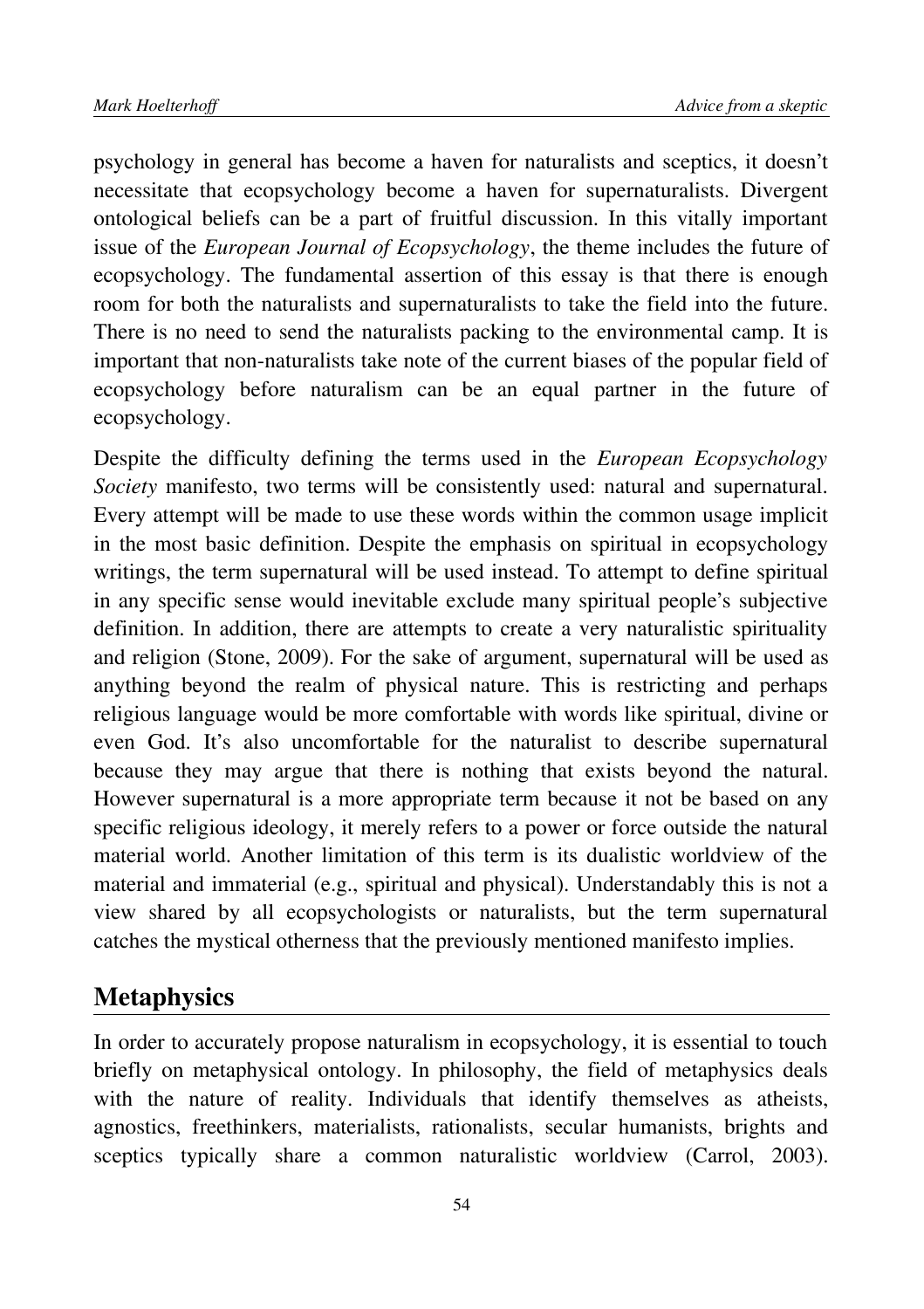psychology in general has become a haven for naturalists and sceptics, it doesn't necessitate that ecopsychology become a haven for supernaturalists. Divergent ontological beliefs can be a part of fruitful discussion. In this vitally important issue of the *European Journal of Ecopsychology*, the theme includes the future of ecopsychology. The fundamental assertion of this essay is that there is enough room for both the naturalists and supernaturalists to take the field into the future. There is no need to send the naturalists packing to the environmental camp. It is important that non-naturalists take note of the current biases of the popular field of ecopsychology before naturalism can be an equal partner in the future of ecopsychology.

Despite the difficulty defining the terms used in the *European Ecopsychology Society* manifesto, two terms will be consistently used: natural and supernatural. Every attempt will be made to use these words within the common usage implicit in the most basic definition. Despite the emphasis on spiritual in ecopsychology writings, the term supernatural will be used instead. To attempt to define spiritual in any specific sense would inevitable exclude many spiritual people's subjective definition. In addition, there are attempts to create a very naturalistic spirituality and religion (Stone, 2009). For the sake of argument, supernatural will be used as anything beyond the realm of physical nature. This is restricting and perhaps religious language would be more comfortable with words like spiritual, divine or even God. It's also uncomfortable for the naturalist to describe supernatural because they may argue that there is nothing that exists beyond the natural. However supernatural is a more appropriate term because it not be based on any specific religious ideology, it merely refers to a power or force outside the natural material world. Another limitation of this term is its dualistic worldview of the material and immaterial (e.g., spiritual and physical). Understandably this is not a view shared by all ecopsychologists or naturalists, but the term supernatural catches the mystical otherness that the previously mentioned manifesto implies.

## Metaphysics

In order to accurately propose naturalism in ecopsychology, it is essential to touch briefly on metaphysical ontology. In philosophy, the field of metaphysics deals with the nature of reality. Individuals that identify themselves as atheists, agnostics, freethinkers, materialists, rationalists, secular humanists, brights and sceptics typically share a common naturalistic worldview (Carrol, 2003).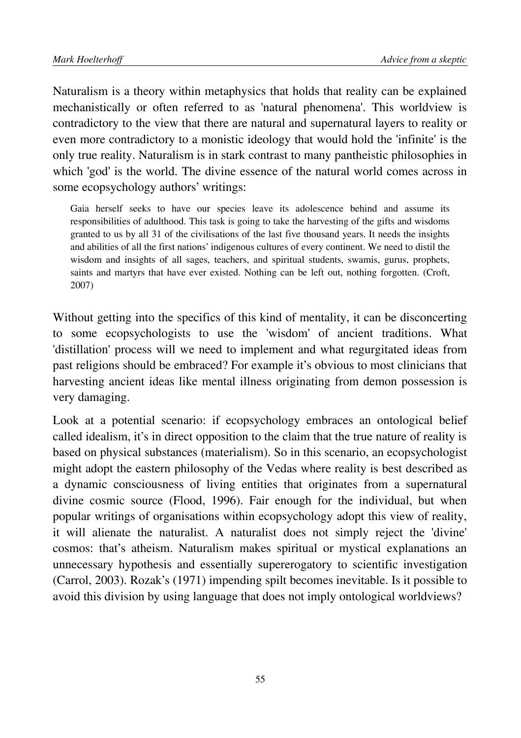Naturalism is a theory within metaphysics that holds that reality can be explained mechanistically or often referred to as 'natural phenomena'. This worldview is contradictory to the view that there are natural and supernatural layers to reality or even more contradictory to a monistic ideology that would hold the 'infinite' is the only true reality. Naturalism is in stark contrast to many pantheistic philosophies in which 'god' is the world. The divine essence of the natural world comes across in some ecopsychology authors' writings:

> Gaia herself seeks to have our species leave its adolescence behind and assume its responsibilities of adulthood. This task is going to take the harvesting of the gifts and wisdoms granted to us by all 31 of the civilisations of the last five thousand years. It needs the insights and abilities of all the first nations' indigenous cultures of every continent. We need to distil the wisdom and insights of all sages, teachers, and spiritual students, swamis, gurus, prophets, saints and martyrs that have ever existed. Nothing can be left out, nothing forgotten. (Croft, 2007)

Without getting into the specifics of this kind of mentality, it can be disconcerting to some ecopsychologists to use the 'wisdom' of ancient traditions. What 'distillation' process will we need to implement and what regurgitated ideas from past religions should be embraced? For example it's obvious to most clinicians that harvesting ancient ideas like mental illness originating from demon possession is very damaging.

Look at a potential scenario: if ecopsychology embraces an ontological belief called idealism, it's in direct opposition to the claim that the true nature of reality is based on physical substances (materialism). So in this scenario, an ecopsychologist might adopt the eastern philosophy of the Vedas where reality is best described as a dynamic consciousness of living entities that originates from a supernatural divine cosmic source (Flood, 1996). Fair enough for the individual, but when popular writings of organisations within ecopsychology adopt this view of reality, it will alienate the naturalist. A naturalist does not simply reject the 'divine' cosmos: that's atheism. Naturalism makes spiritual or mystical explanations an unnecessary hypothesis and essentially supererogatory to scientific investigation (Carrol, 2003). Rozak's (1971) impending spilt becomes inevitable. Is it possible to avoid this division by using language that does not imply ontological worldviews?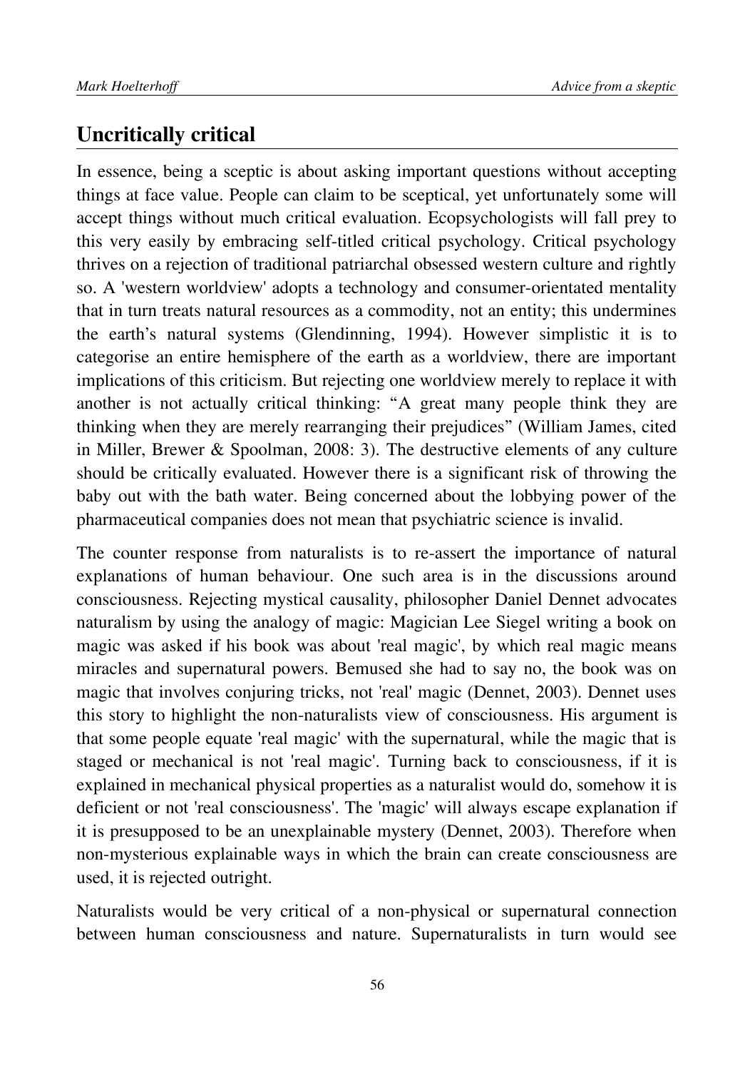## Uncritically critical

In essence, being a sceptic is about asking important questions without accepting things at face value. People can claim to be sceptical, yet unfortunately some will accept things without much critical evaluation. Ecopsychologists will fall prey to this very easily by embracing self-titled critical psychology. Critical psychology thrives on a rejection of traditional patriarchal obsessed western culture and rightly so. A 'western worldview' adopts a technology and consumer-orientated mentality that in turn treats natural resources as a commodity, not an entity; this undermines the earth's natural systems (Glendinning, 1994). However simplistic it is to categorise an entire hemisphere of the earth as a worldview, there are important implications of this criticism. But rejecting one worldview merely to replace it with another is not actually critical thinking: "A great many people think they are thinking when they are merely rearranging their prejudices" (William James, cited in Miller, Brewer & Spoolman, 2008: 3). The destructive elements of any culture should be critically evaluated. However there is a significant risk of throwing the baby out with the bath water. Being concerned about the lobbying power of the pharmaceutical companies does not mean that psychiatric science is invalid.

The counter response from naturalists is to re-assert the importance of natural explanations of human behaviour. One such area is in the discussions around consciousness. Rejecting mystical causality, philosopher Daniel Dennet advocates naturalism by using the analogy of magic: Magician Lee Siegel writing a book on magic was asked if his book was about 'real magic', by which real magic means miracles and supernatural powers. Bemused she had to say no, the book was on magic that involves conjuring tricks, not 'real' magic (Dennet, 2003). Dennet uses this story to highlight the non-naturalists view of consciousness. His argument is that some people equate 'real magic' with the supernatural, while the magic that is staged or mechanical is not 'real magic'. Turning back to consciousness, if it is explained in mechanical physical properties as a naturalist would do, somehow it is deficient or not 'real consciousness'. The 'magic' will always escape explanation if it is presupposed to be an unexplainable mystery (Dennet, 2003). Therefore when non-mysterious explainable ways in which the brain can create consciousness are used, it is rejected outright.

Naturalists would be very critical of a non-physical or supernatural connection between human consciousness and nature. Supernaturalists in turn would see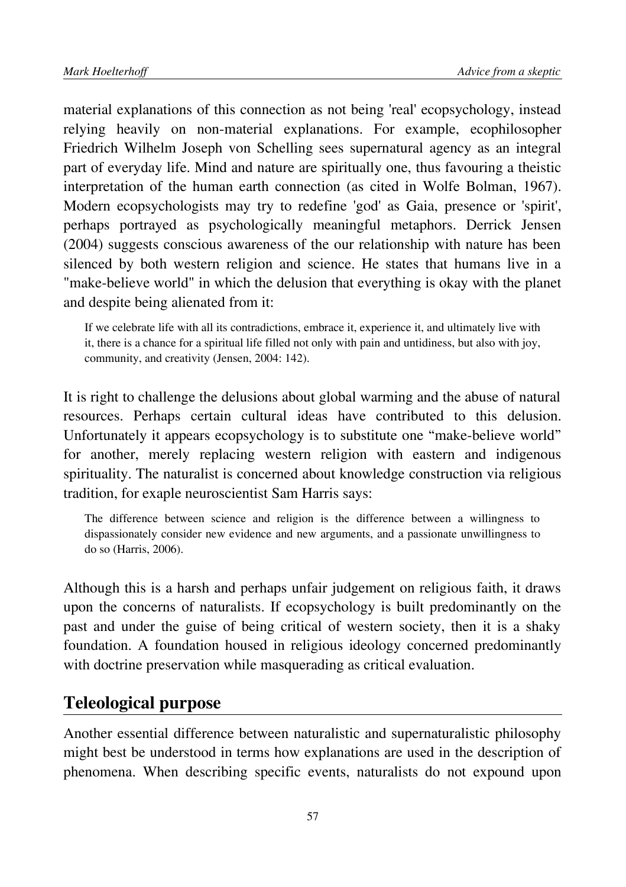material explanations of this connection as not being 'real' ecopsychology, instead relying heavily on non-material explanations. For example, ecophilosopher Friedrich Wilhelm Joseph von Schelling sees supernatural agency as an integral part of everyday life. Mind and nature are spiritually one, thus favouring a theistic interpretation of the human earth connection (as cited in Wolfe Bolman, 1967). Modern ecopsychologists may try to redefine 'god' as Gaia, presence or 'spirit', perhaps portrayed as psychologically meaningful metaphors. Derrick Jensen (2004) suggests conscious awareness of the our relationship with nature has been silenced by both western religion and science. He states that humans live in a "make-believe world" in which the delusion that everything is okay with the planet and despite being alienated from it:

> If we celebrate life with all its contradictions, embrace it, experience it, and ultimately live with it, there is a chance for a spiritual life filled not only with pain and untidiness, but also with joy, community, and creativity (Jensen, 2004: 142).

It is right to challenge the delusions about global warming and the abuse of natural resources. Perhaps certain cultural ideas have contributed to this delusion. Unfortunately it appears ecopsychology is to substitute one "make-believe world" for another, merely replacing western religion with eastern and indigenous spirituality. The naturalist is concerned about knowledge construction via religious tradition, for exaple neuroscientist Sam Harris says:

> The difference between science and religion is the difference between a willingness to dispassionately consider new evidence and new arguments, and a passionate unwillingness to do so (Harris, 2006).

Although this is a harsh and perhaps unfair judgement on religious faith, it draws upon the concerns of naturalists. If ecopsychology is built predominantly on the past and under the guise of being critical of western society, then it is a shaky foundation. A foundation housed in religious ideology concerned predominantly with doctrine preservation while masquerading as critical evaluation.

## Teleological purpose

Another essential difference between naturalistic and supernaturalistic philosophy might best be understood in terms how explanations are used in the description of phenomena. When describing specific events, naturalists do not expound upon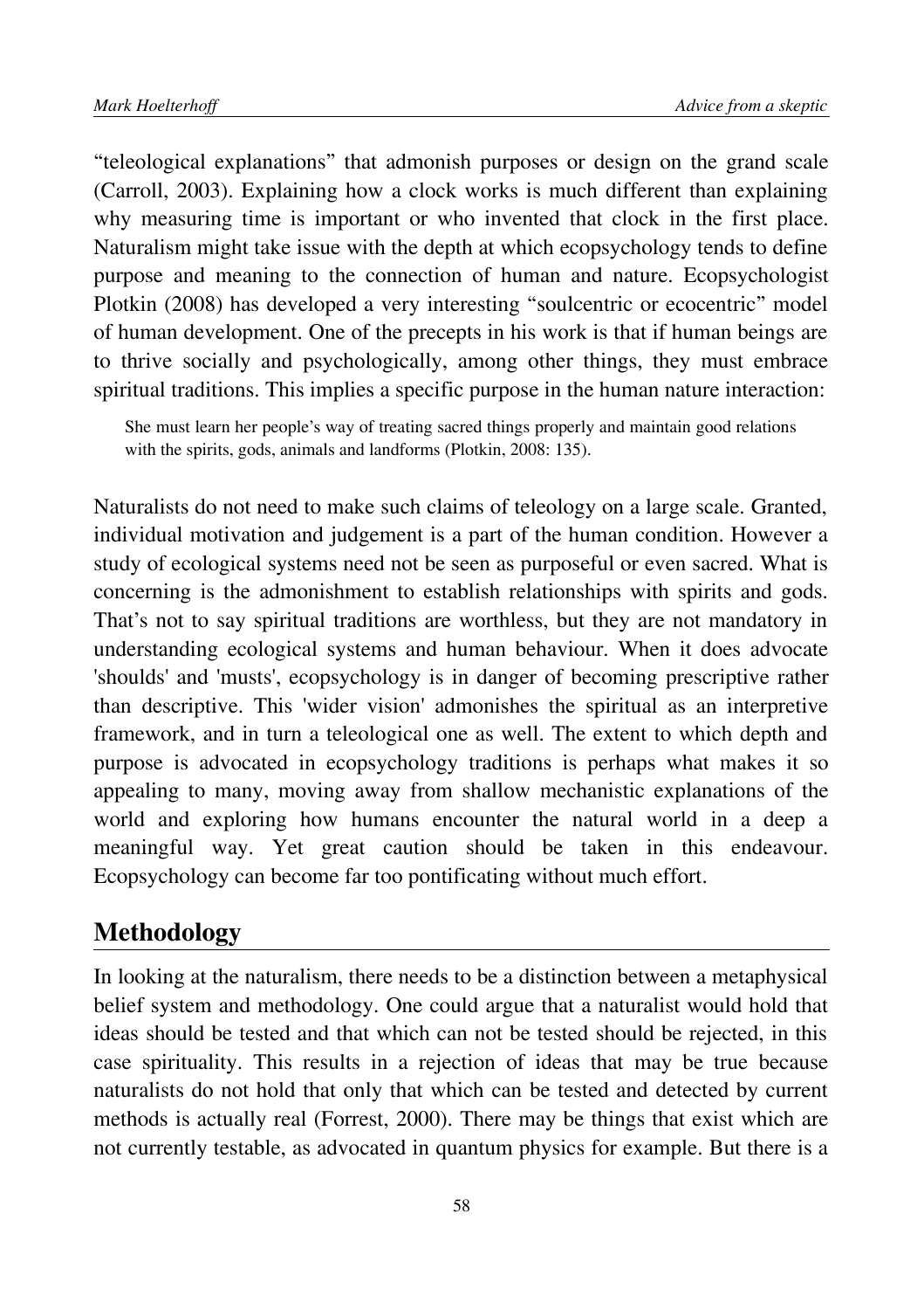"teleological explanations" that admonish purposes or design on the grand scale (Carroll, 2003). Explaining how a clock works is much different than explaining why measuring time is important or who invented that clock in the first place. Naturalism might take issue with the depth at which ecopsychology tends to define purpose and meaning to the connection of human and nature. Ecopsychologist Plotkin (2008) has developed a very interesting "soulcentric or ecocentric" model of human development. One of the precepts in his work is that if human beings are to thrive socially and psychologically, among other things, they must embrace spiritual traditions. This implies a specific purpose in the human nature interaction:

> She must learn her people's way of treating sacred things properly and maintain good relations with the spirits, gods, animals and landforms (Plotkin, 2008: 135).

Naturalists do not need to make such claims of teleology on a large scale. Granted, individual motivation and judgement is a part of the human condition. However a study of ecological systems need not be seen as purposeful or even sacred. What is concerning is the admonishment to establish relationships with spirits and gods. That's not to say spiritual traditions are worthless, but they are not mandatory in understanding ecological systems and human behaviour. When it does advocate 'shoulds' and 'musts', ecopsychology is in danger of becoming prescriptive rather than descriptive. This 'wider vision' admonishes the spiritual as an interpretive framework, and in turn a teleological one as well. The extent to which depth and purpose is advocated in ecopsychology traditions is perhaps what makes it so appealing to many, moving away from shallow mechanistic explanations of the world and exploring how humans encounter the natural world in a deep a meaningful way. Yet great caution should be taken in this endeavour. Ecopsychology can become far too pontificating without much effort.

## Methodology

In looking at the naturalism, there needs to be a distinction between a metaphysical belief system and methodology. One could argue that a naturalist would hold that ideas should be tested and that which can not be tested should be rejected, in this case spirituality. This results in a rejection of ideas that may be true because naturalists do not hold that only that which can be tested and detected by current methods is actually real (Forrest, 2000). There may be things that exist which are not currently testable, as advocated in quantum physics for example. But there is a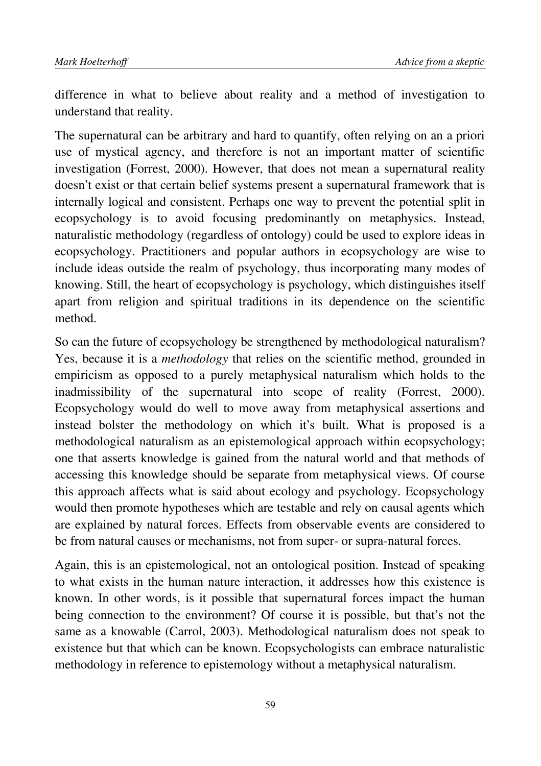difference in what to believe about reality and a method of investigation to understand that reality.

The supernatural can be arbitrary and hard to quantify, often relying on an a priori use of mystical agency, and therefore is not an important matter of scientific investigation (Forrest, 2000). However, that does not mean a supernatural reality doesn't exist or that certain belief systems present a supernatural framework that is internally logical and consistent. Perhaps one way to prevent the potential split in ecopsychology is to avoid focusing predominantly on metaphysics. Instead, naturalistic methodology (regardless of ontology) could be used to explore ideas in ecopsychology. Practitioners and popular authors in ecopsychology are wise to include ideas outside the realm of psychology, thus incorporating many modes of knowing. Still, the heart of ecopsychology is psychology, which distinguishes itself apart from religion and spiritual traditions in its dependence on the scientific method.

So can the future of ecopsychology be strengthened by methodological naturalism? Yes, because it is a *methodology* that relies on the scientific method, grounded in empiricism as opposed to a purely metaphysical naturalism which holds to the inadmissibility of the supernatural into scope of reality (Forrest, 2000). Ecopsychology would do well to move away from metaphysical assertions and instead bolster the methodology on which it's built. What is proposed is a methodological naturalism as an epistemological approach within ecopsychology; one that asserts knowledge is gained from the natural world and that methods of accessing this knowledge should be separate from metaphysical views. Of course this approach affects what is said about ecology and psychology. Ecopsychology would then promote hypotheses which are testable and rely on causal agents which are explained by natural forces. Effects from observable events are considered to be from natural causes or mechanisms, not from super- or supra-natural forces.

Again, this is an epistemological, not an ontological position. Instead of speaking to what exists in the human nature interaction, it addresses how this existence is known. In other words, is it possible that supernatural forces impact the human being connection to the environment? Of course it is possible, but that's not the same as a knowable (Carrol, 2003). Methodological naturalism does not speak to existence but that which can be known. Ecopsychologists can embrace naturalistic methodology in reference to epistemology without a metaphysical naturalism.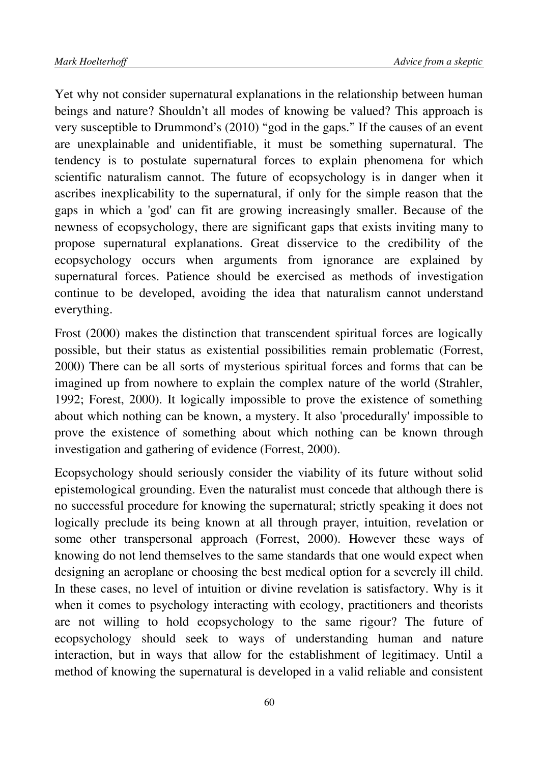Yet why not consider supernatural explanations in the relationship between human beings and nature? Shouldn't all modes of knowing be valued? This approach is very susceptible to Drummond's (2010) "god in the gaps." If the causes of an event are unexplainable and unidentifiable, it must be something supernatural. The tendency is to postulate supernatural forces to explain phenomena for which scientific naturalism cannot. The future of ecopsychology is in danger when it ascribes inexplicability to the supernatural, if only for the simple reason that the gaps in which a 'god' can fit are growing increasingly smaller. Because of the newness of ecopsychology, there are significant gaps that exists inviting many to propose supernatural explanations. Great disservice to the credibility of the ecopsychology occurs when arguments from ignorance are explained by supernatural forces. Patience should be exercised as methods of investigation continue to be developed, avoiding the idea that naturalism cannot understand everything.

Frost (2000) makes the distinction that transcendent spiritual forces are logically possible, but their status as existential possibilities remain problematic (Forrest, 2000) There can be all sorts of mysterious spiritual forces and forms that can be imagined up from nowhere to explain the complex nature of the world (Strahler, 1992; Forest, 2000). It logically impossible to prove the existence of something about which nothing can be known, a mystery. It also 'procedurally' impossible to prove the existence of something about which nothing can be known through investigation and gathering of evidence (Forrest, 2000).

Ecopsychology should seriously consider the viability of its future without solid epistemological grounding. Even the naturalist must concede that although there is no successful procedure for knowing the supernatural; strictly speaking it does not logically preclude its being known at all through prayer, intuition, revelation or some other transpersonal approach (Forrest, 2000). However these ways of knowing do not lend themselves to the same standards that one would expect when designing an aeroplane or choosing the best medical option for a severely ill child. In these cases, no level of intuition or divine revelation is satisfactory. Why is it when it comes to psychology interacting with ecology, practitioners and theorists are not willing to hold ecopsychology to the same rigour? The future of ecopsychology should seek to ways of understanding human and nature interaction, but in ways that allow for the establishment of legitimacy. Until a method of knowing the supernatural is developed in a valid reliable and consistent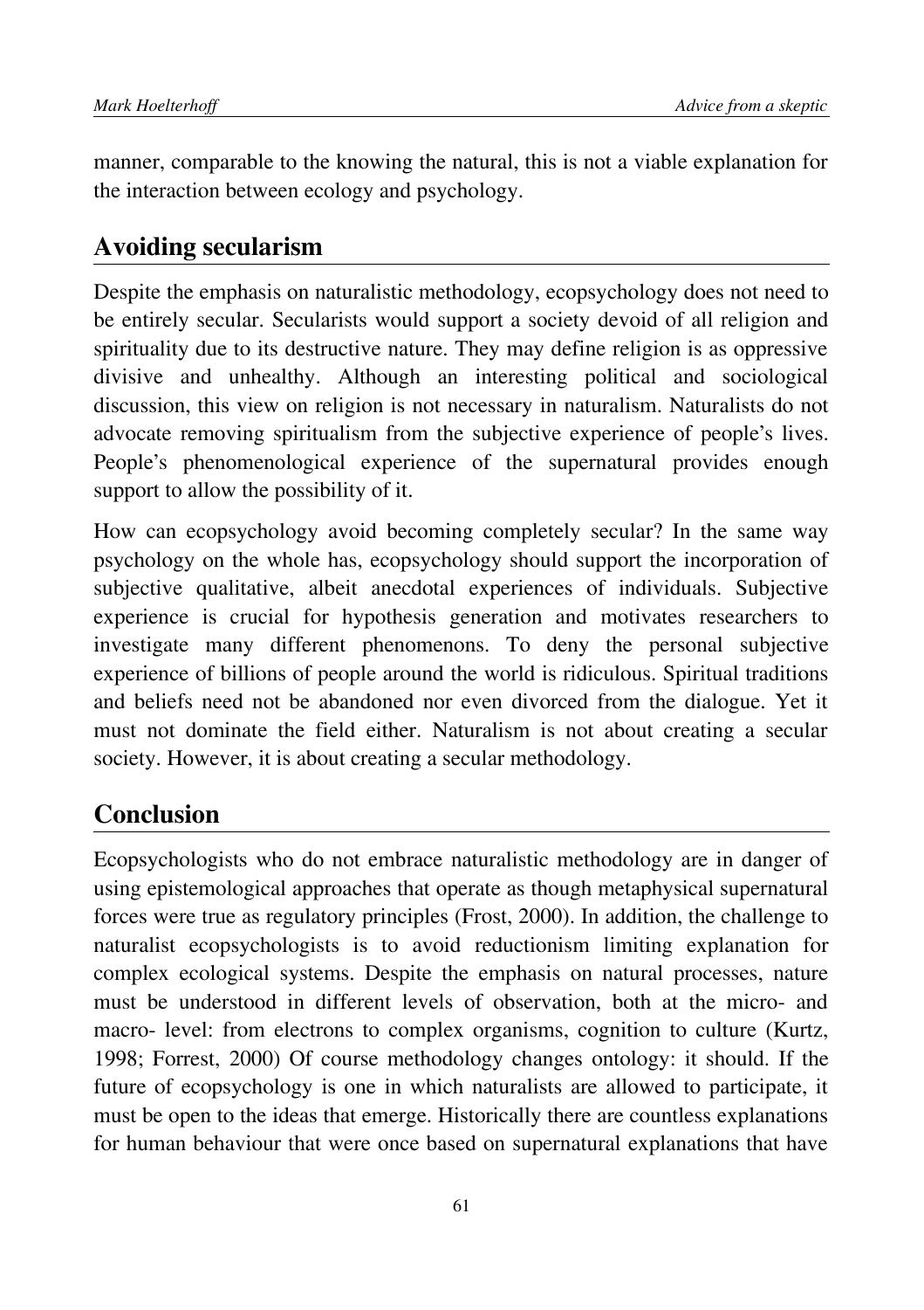manner, comparable to the knowing the natural, this is not a viable explanation for the interaction between ecology and psychology.

## Avoiding secularism

Despite the emphasis on naturalistic methodology, ecopsychology does not need to be entirely secular. Secularists would support a society devoid of all religion and spirituality due to its destructive nature. They may define religion is as oppressive divisive and unhealthy. Although an interesting political and sociological discussion, this view on religion is not necessary in naturalism. Naturalists do not advocate removing spiritualism from the subjective experience of people's lives. People's phenomenological experience of the supernatural provides enough support to allow the possibility of it.

How can ecopsychology avoid becoming completely secular? In the same way psychology on the whole has, ecopsychology should support the incorporation of subjective qualitative, albeit anecdotal experiences of individuals. Subjective experience is crucial for hypothesis generation and motivates researchers to investigate many different phenomenons. To deny the personal subjective experience of billions of people around the world is ridiculous. Spiritual traditions and beliefs need not be abandoned nor even divorced from the dialogue. Yet it must not dominate the field either. Naturalism is not about creating a secular society. However, it is about creating a secular methodology.

## Conclusion

Ecopsychologists who do not embrace naturalistic methodology are in danger of using epistemological approaches that operate as though metaphysical supernatural forces were true as regulatory principles (Frost, 2000). In addition, the challenge to naturalist ecopsychologists is to avoid reductionism limiting explanation for complex ecological systems. Despite the emphasis on natural processes, nature must be understood in different levels of observation, both at the micro- and macro- level: from electrons to complex organisms, cognition to culture (Kurtz, 1998; Forrest, 2000) Of course methodology changes ontology: it should. If the future of ecopsychology is one in which naturalists are allowed to participate, it must be open to the ideas that emerge. Historically there are countless explanations for human behaviour that were once based on supernatural explanations that have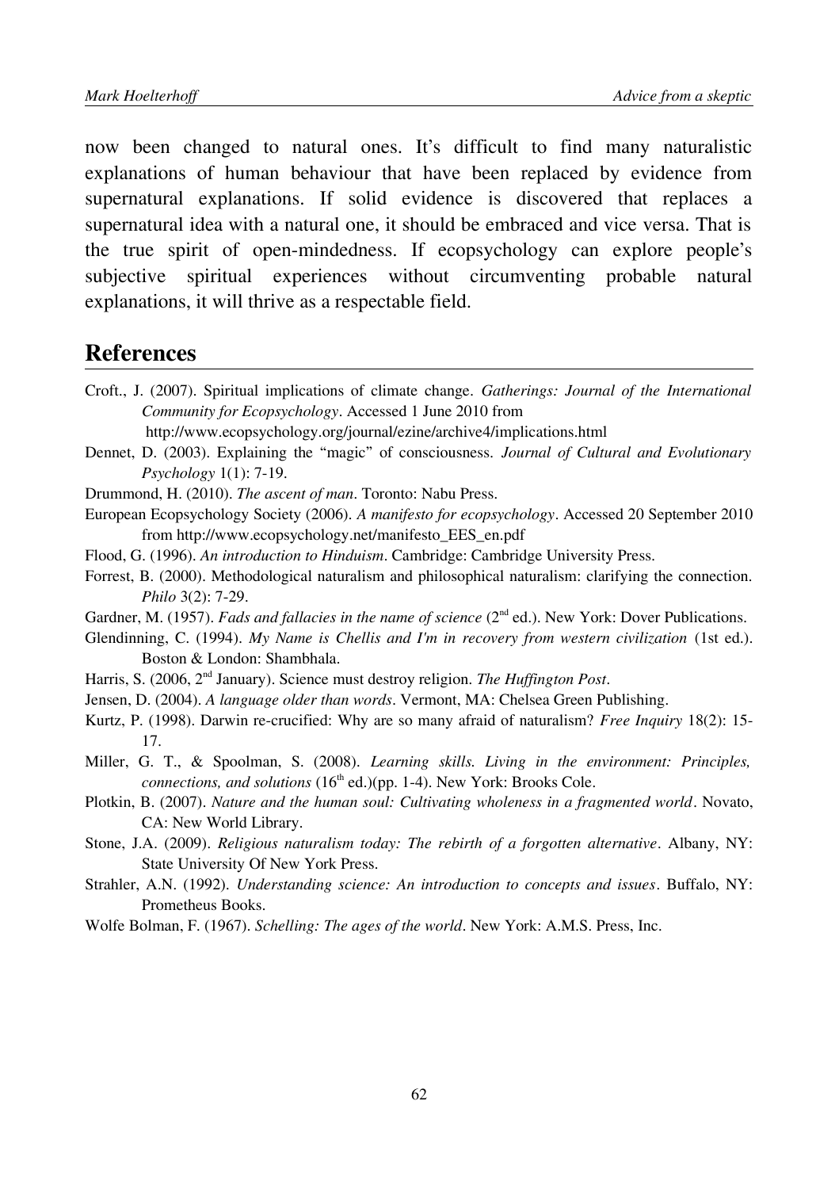now been changed to natural ones. It's difficult to find many naturalistic explanations of human behaviour that have been replaced by evidence from supernatural explanations. If solid evidence is discovered that replaces a supernatural idea with a natural one, it should be embraced and vice versa. That is the true spirit of open-mindedness. If ecopsychology can explore people's subjective spiritual experiences without circumventing probable natural explanations, it will thrive as a respectable field.

## References

Croft., J. (2007). Spiritual implications of climate change. *Gatherings: Journal of the International Community for Ecopsychology*. Accessed 1 June 2010 from http://www.ecopsychology.org/journal/ezine/archive4/implications.html

Dennet, D. (2003). Explaining the "magic" of consciousness. *Journal of Cultural and Evolutionary Psychology* 1(1): 7-19.

Drummond, H. (2010). *The ascent of man*. Toronto: Nabu Press.

European Ecopsychology Society (2006). *A manifesto for ecopsychology*. Accessed 20 September 2010 from http://www.ecopsychology.net/manifesto_EES_en.pdf

Flood, G. (1996). *An introduction to Hinduism*. Cambridge: Cambridge University Press.

Forrest, B. (2000). Methodological naturalism and philosophical naturalism: clarifying the connection. *Philo* 3(2): 7-29.

Gardner, M. (1957). *Fads and fallacies in the name of science* (2nd ed.). New York: Dover Publications.

Glendinning, C. (1994). *My Name is Chellis and I'm in recovery from western civilization* (1st ed.). Boston & London: Shambhala.

Harris, S. (2006, 2nd January). Science must destroy religion. *The Huffington Post*.

Jensen, D. (2004). *A language older than words*. Vermont, MA: Chelsea Green Publishing.

Kurtz, P. (1998). Darwin re-crucified: Why are so many afraid of naturalism? *Free Inquiry* 18(2): 15-17.

Miller, G. T., & Spoolman, S. (2008). *Learning skills. Living in the environment: Principles, connections, and solutions* (16th ed.)(pp. 1-4). New York: Brooks Cole.

Plotkin, B. (2007). *Nature and the human soul: Cultivating wholeness in a fragmented world*. Novato, CA: New World Library.

Stone, J.A. (2009). *Religious naturalism today: The rebirth of a forgotten alternative*. Albany, NY: State University Of New York Press.

Strahler, A.N. (1992). *Understanding science: An introduction to concepts and issues*. Buffalo, NY: Prometheus Books.

Wolfe Bolman, F. (1967). *Schelling: The ages of the world*. New York: A.M.S. Press, Inc.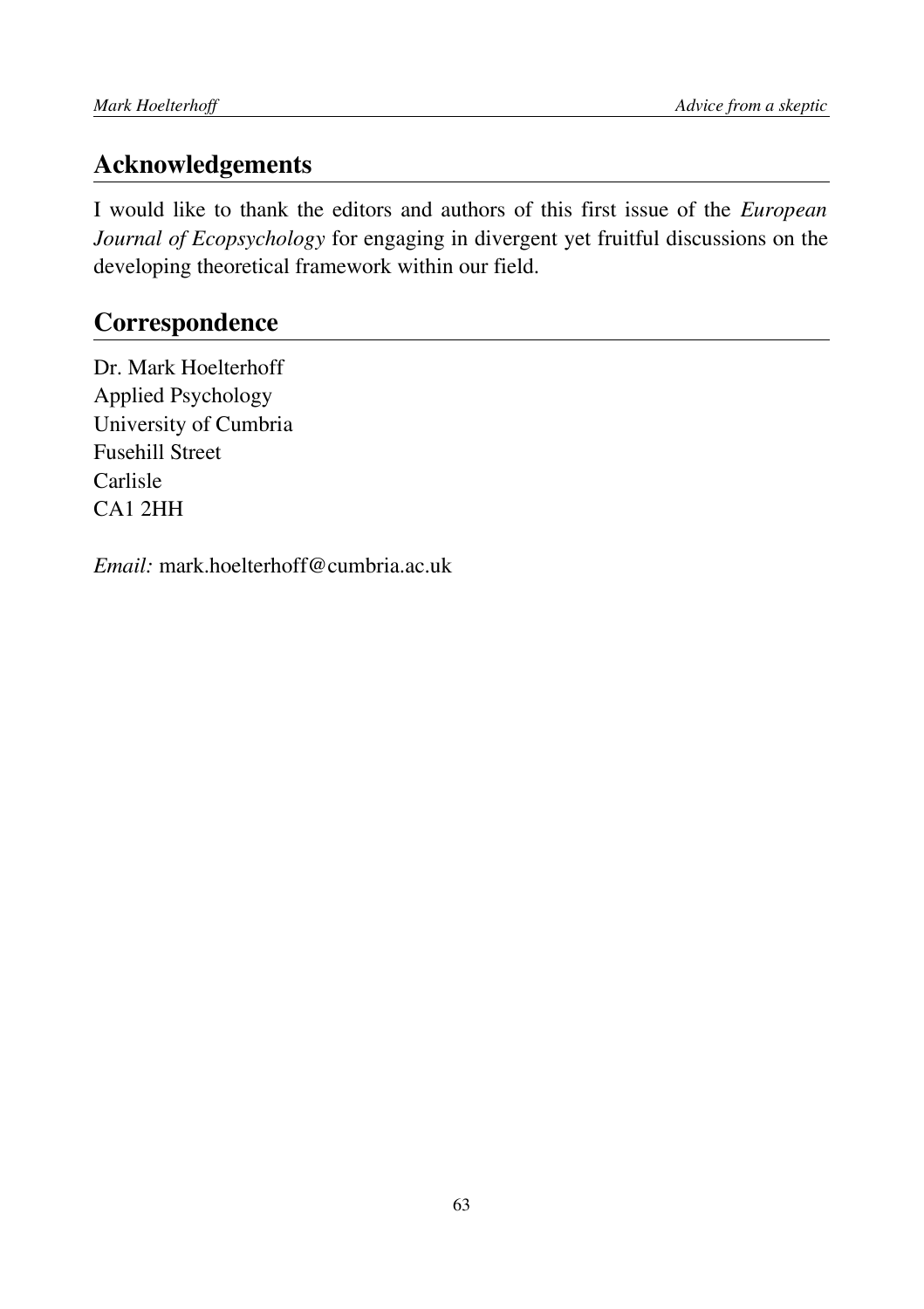## Acknowledgements

I would like to thank the editors and authors of this first issue of the *European Journal of Ecopsychology* for engaging in divergent yet fruitful discussions on the developing theoretical framework within our field.

## Correspondence

Dr. Mark Hoelterhoff
Applied Psychology
University of Cumbria
Fusehill Street
Carlisle
CA1 2HH

*Email:* mark.hoelterhoff@cumbria.ac.uk